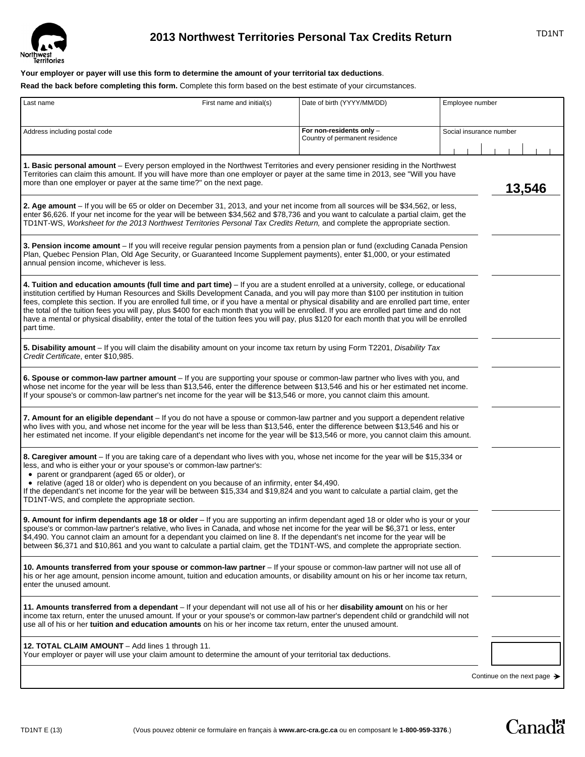# 2013 Northwest Territories Personal Tax Credits Return

TD1NT

**Your employer or payer will use this form to determine the amount of your territorial tax deductions**.

**Read the back before completing this form.** Complete this form based on the best estimate of your circumstances.

| Last name | First name and initial(s) | Date of birth (YYYY/MM/DD) | Employee number |
|---|---|---|---|
| Address including postal code | | **For non-residents only** – Country of permanent residence | Social insurance number |

| | |
|---|---|
| **1. Basic personal amount** – Every person employed in the Northwest Territories and every pensioner residing in the Northwest Territories can claim this amount. If you will have more than one employer or payer at the same time in 2013, see "Will you have more than one employer or payer at the same time?" on the next page. | **13,546** |
| **2. Age amount** – If you will be 65 or older on December 31, 2013, and your net income from all sources will be $34,562, or less, enter $6,626. If your net income for the year will be between $34,562 and $78,736 and you want to calculate a partial claim, get the TD1NT-WS, *Worksheet for the 2013 Northwest Territories Personal Tax Credits Return,* and complete the appropriate section. | |
| **3. Pension income amount** – If you will receive regular pension payments from a pension plan or fund (excluding Canada Pension Plan, Quebec Pension Plan, Old Age Security, or Guaranteed Income Supplement payments), enter $1,000, or your estimated annual pension income, whichever is less. | |
| **4. Tuition and education amounts (full time and part time)** – If you are a student enrolled at a university, college, or educational institution certified by Human Resources and Skills Development Canada, and you will pay more than $100 per institution in tuition fees, complete this section. If you are enrolled full time, or if you have a mental or physical disability and are enrolled part time, enter the total of the tuition fees you will pay, plus $400 for each month that you will be enrolled. If you are enrolled part time and do not have a mental or physical disability, enter the total of the tuition fees you will pay, plus $120 for each month that you will be enrolled part time. | |
| **5. Disability amount** – If you will claim the disability amount on your income tax return by using Form T2201, *Disability Tax Credit Certificate*, enter $10,985. | |
| **6. Spouse or common-law partner amount** – If you are supporting your spouse or common-law partner who lives with you, and whose net income for the year will be less than $13,546, enter the difference between $13,546 and his or her estimated net income. If your spouse's or common-law partner's net income for the year will be $13,546 or more, you cannot claim this amount. | |
| **7. Amount for an eligible dependant** – If you do not have a spouse or common-law partner and you support a dependent relative who lives with you, and whose net income for the year will be less than $13,546, enter the difference between $13,546 and his or her estimated net income. If your eligible dependant's net income for the year will be $13,546 or more, you cannot claim this amount. | |
| **8. Caregiver amount** – If you are taking care of a dependant who lives with you, whose net income for the year will be $15,334 or less, and who is either your or your spouse's or common-law partner's:<br>• parent or grandparent (aged 65 or older), or<br>• relative (aged 18 or older) who is dependent on you because of an infirmity, enter $4,490.<br>If the dependant's net income for the year will be between $15,334 and $19,824 and you want to calculate a partial claim, get the TD1NT-WS, and complete the appropriate section. | |
| **9. Amount for infirm dependants age 18 or older** – If you are supporting an infirm dependant aged 18 or older who is your or your spouse's or common-law partner's relative, who lives in Canada, and whose net income for the year will be $6,371 or less, enter $4,490. You cannot claim an amount for a dependant you claimed on line 8. If the dependant's net income for the year will be between $6,371 and $10,861 and you want to calculate a partial claim, get the TD1NT-WS, and complete the appropriate section. | |
| **10. Amounts transferred from your spouse or common-law partner** – If your spouse or common-law partner will not use all of his or her age amount, pension income amount, tuition and education amounts, or disability amount on his or her income tax return, enter the unused amount. | |
| **11. Amounts transferred from a dependant** – If your dependant will not use all of his or her **disability amount** on his or her income tax return, enter the unused amount. If your or your spouse's or common-law partner's dependent child or grandchild will not use all of his or her **tuition and education amounts** on his or her income tax return, enter the unused amount. | |
| **12. TOTAL CLAIM AMOUNT** – Add lines 1 through 11.<br>Your employer or payer will use your claim amount to determine the amount of your territorial tax deductions. | |

Continue on the next page ➔

TD1NT E (13)

(Vous pouvez obtenir ce formulaire en français à **www.arc-cra.gc.ca** ou en composant le **1-800-959-3376**.)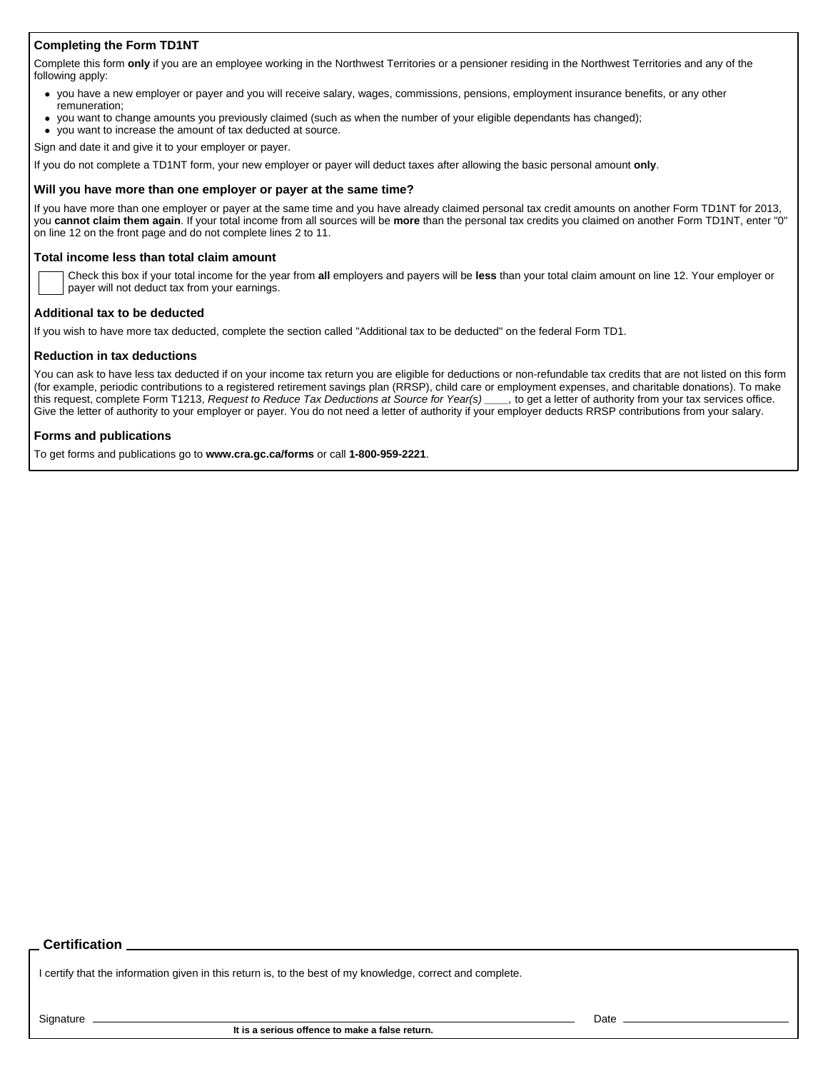### Completing the Form TD1NT

Complete this form **only** if you are an employee working in the Northwest Territories or a pensioner residing in the Northwest Territories and any of the following apply:

- you have a new employer or payer and you will receive salary, wages, commissions, pensions, employment insurance benefits, or any other remuneration;
- you want to change amounts you previously claimed (such as when the number of your eligible dependants has changed);
- you want to increase the amount of tax deducted at source.

Sign and date it and give it to your employer or payer.

If you do not complete a TD1NT form, your new employer or payer will deduct taxes after allowing the basic personal amount **only**.

### Will you have more than one employer or payer at the same time?

If you have more than one employer or payer at the same time and you have already claimed personal tax credit amounts on another Form TD1NT for 2013, you **cannot claim them again**. If your total income from all sources will be **more** than the personal tax credits you claimed on another Form TD1NT, enter "0" on line 12 on the front page and do not complete lines 2 to 11.

### Total income less than total claim amount

☐ Check this box if your total income for the year from **all** employers and payers will be **less** than your total claim amount on line 12. Your employer or payer will not deduct tax from your earnings.

### Additional tax to be deducted

If you wish to have more tax deducted, complete the section called "Additional tax to be deducted" on the federal Form TD1.

### Reduction in tax deductions

You can ask to have less tax deducted if on your income tax return you are eligible for deductions or non-refundable tax credits that are not listed on this form (for example, periodic contributions to a registered retirement savings plan (RRSP), child care or employment expenses, and charitable donations). To make this request, complete Form T1213, *Request to Reduce Tax Deductions at Source for Year(s) ____*, to get a letter of authority from your tax services office. Give the letter of authority to your employer or payer. You do not need a letter of authority if your employer deducts RRSP contributions from your salary.

### Forms and publications

To get forms and publications go to **www.cra.gc.ca/forms** or call **1-800-959-2221**.

### Certification

I certify that the information given in this return is, to the best of my knowledge, correct and complete.

Signature ______________________________ Date ______________

**It is a serious offence to make a false return.**